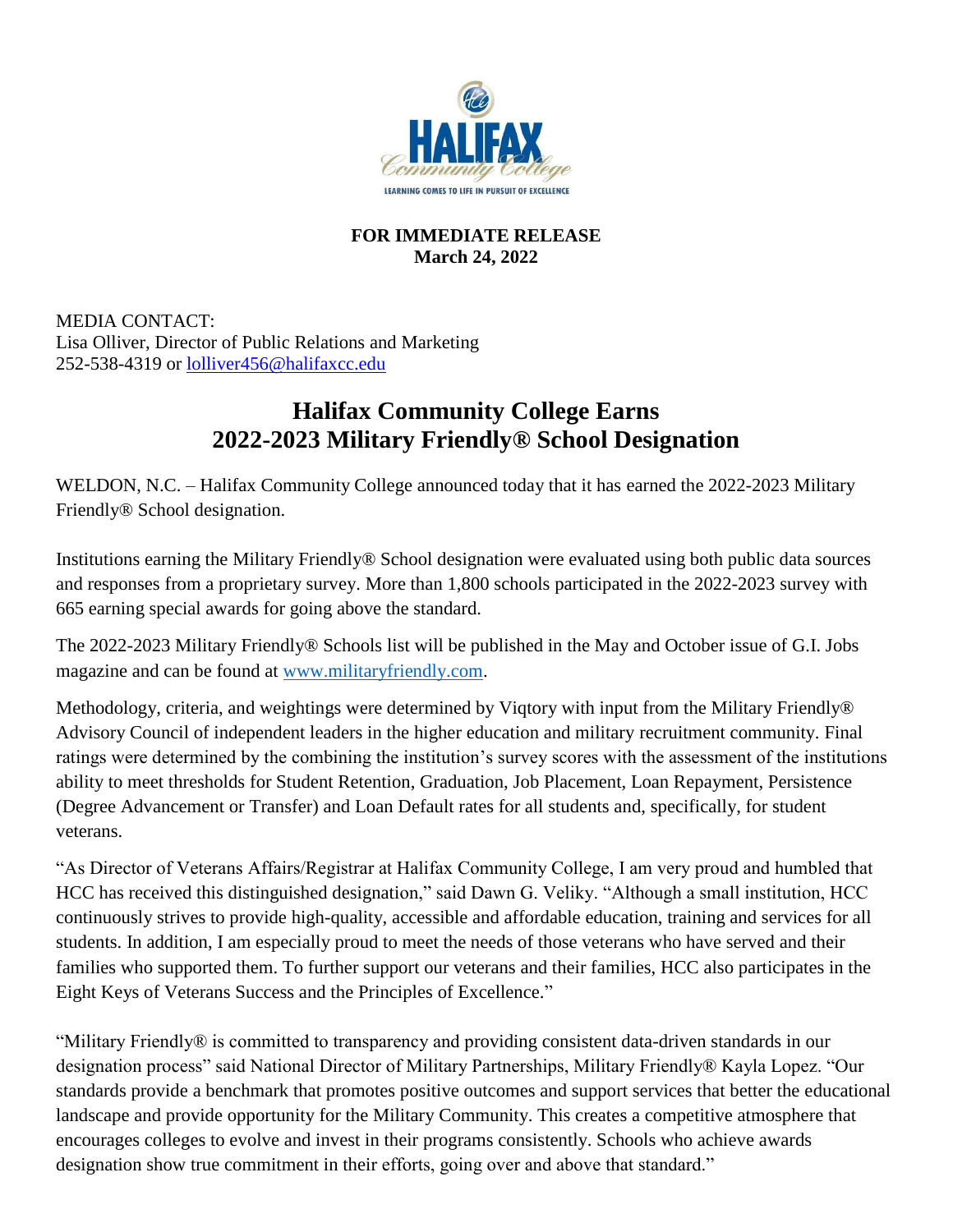**FOR IMMEDIATE RELEASE**
**March 24, 2022**

MEDIA CONTACT:
Lisa Olliver, Director of Public Relations and Marketing
252-538-4319 or [lolliver456@halifaxcc.edu](mailto:lolliver456@halifaxcc.edu)

# Halifax Community College Earns 2022-2023 Military Friendly® School Designation

WELDON, N.C. – Halifax Community College announced today that it has earned the 2022-2023 Military Friendly® School designation.

Institutions earning the Military Friendly® School designation were evaluated using both public data sources and responses from a proprietary survey. More than 1,800 schools participated in the 2022-2023 survey with 665 earning special awards for going above the standard.

The 2022-2023 Military Friendly® Schools list will be published in the May and October issue of G.I. Jobs magazine and can be found at [www.militaryfriendly.com](http://www.militaryfriendly.com).

Methodology, criteria, and weightings were determined by Viqtory with input from the Military Friendly® Advisory Council of independent leaders in the higher education and military recruitment community. Final ratings were determined by the combining the institution's survey scores with the assessment of the institutions ability to meet thresholds for Student Retention, Graduation, Job Placement, Loan Repayment, Persistence (Degree Advancement or Transfer) and Loan Default rates for all students and, specifically, for student veterans.

"As Director of Veterans Affairs/Registrar at Halifax Community College, I am very proud and humbled that HCC has received this distinguished designation," said Dawn G. Veliky. "Although a small institution, HCC continuously strives to provide high-quality, accessible and affordable education, training and services for all students. In addition, I am especially proud to meet the needs of those veterans who have served and their families who supported them. To further support our veterans and their families, HCC also participates in the Eight Keys of Veterans Success and the Principles of Excellence."

"Military Friendly® is committed to transparency and providing consistent data-driven standards in our designation process" said National Director of Military Partnerships, Military Friendly® Kayla Lopez. "Our standards provide a benchmark that promotes positive outcomes and support services that better the educational landscape and provide opportunity for the Military Community. This creates a competitive atmosphere that encourages colleges to evolve and invest in their programs consistently. Schools who achieve awards designation show true commitment in their efforts, going over and above that standard."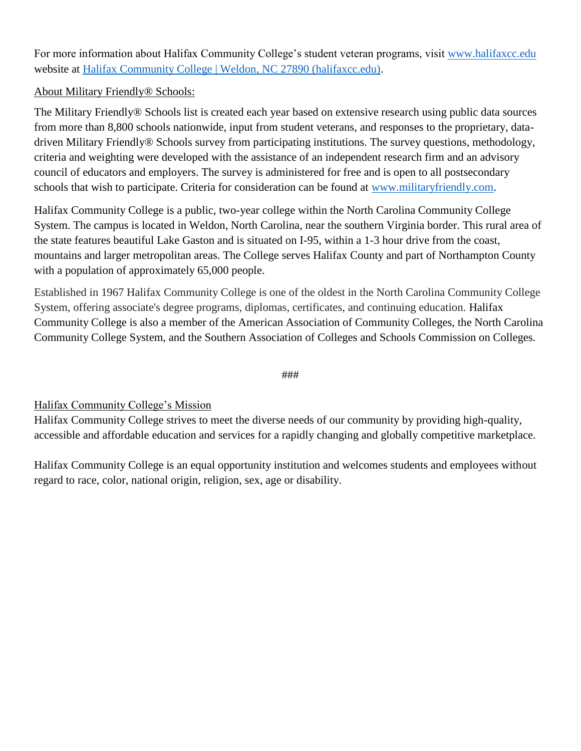For more information about Halifax Community College's student veteran programs, visit [www.halifaxcc.edu](http://www.halifaxcc.edu) website at [Halifax Community College | Weldon, NC 27890 (halifaxcc.edu)](http://halifaxcc.edu).

About Military Friendly® Schools:

The Military Friendly® Schools list is created each year based on extensive research using public data sources from more than 8,800 schools nationwide, input from student veterans, and responses to the proprietary, data-driven Military Friendly® Schools survey from participating institutions. The survey questions, methodology, criteria and weighting were developed with the assistance of an independent research firm and an advisory council of educators and employers. The survey is administered for free and is open to all postsecondary schools that wish to participate. Criteria for consideration can be found at [www.militaryfriendly.com](http://www.militaryfriendly.com).

Halifax Community College is a public, two-year college within the North Carolina Community College System. The campus is located in Weldon, North Carolina, near the southern Virginia border. This rural area of the state features beautiful Lake Gaston and is situated on I-95, within a 1-3 hour drive from the coast, mountains and larger metropolitan areas. The College serves Halifax County and part of Northampton County with a population of approximately 65,000 people.

Established in 1967 Halifax Community College is one of the oldest in the North Carolina Community College System, offering associate's degree programs, diplomas, certificates, and continuing education. Halifax Community College is also a member of the American Association of Community Colleges, the North Carolina Community College System, and the Southern Association of Colleges and Schools Commission on Colleges.

###

Halifax Community College's Mission

Halifax Community College strives to meet the diverse needs of our community by providing high-quality, accessible and affordable education and services for a rapidly changing and globally competitive marketplace.

Halifax Community College is an equal opportunity institution and welcomes students and employees without regard to race, color, national origin, religion, sex, age or disability.